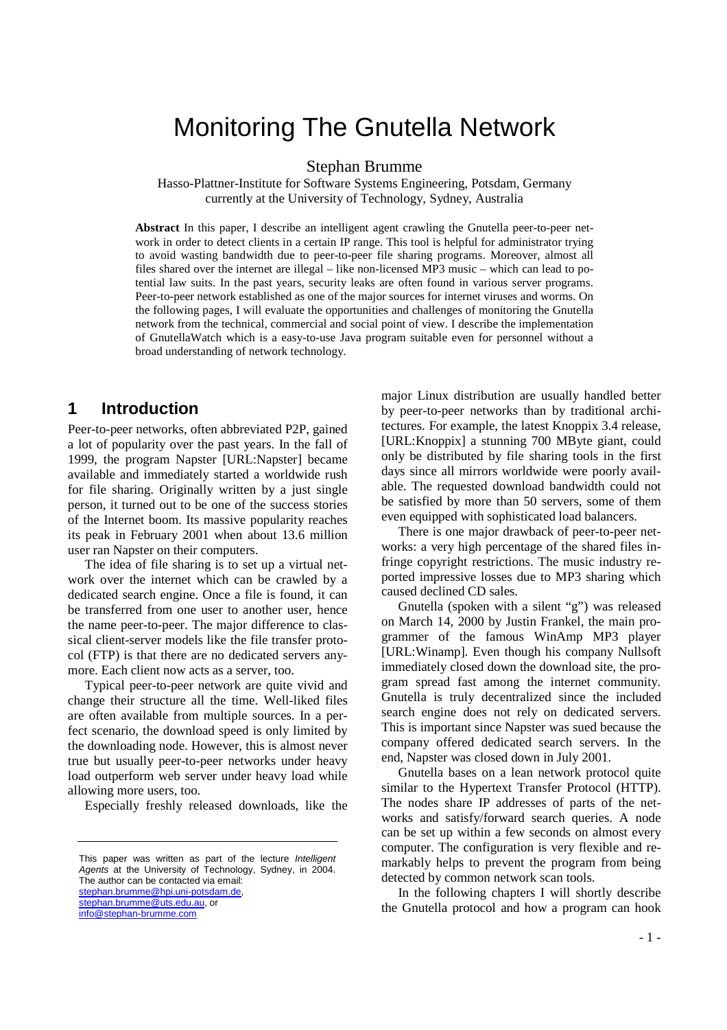# Monitoring The Gnutella Network

Stephan Brumme

Hasso-Plattner-Institute for Software Systems Engineering, Potsdam, Germany
currently at the University of Technology, Sydney, Australia

**Abstract** In this paper, I describe an intelligent agent crawling the Gnutella peer-to-peer network in order to detect clients in a certain IP range. This tool is helpful for administrator trying to avoid wasting bandwidth due to peer-to-peer file sharing programs. Moreover, almost all files shared over the internet are illegal – like non-licensed MP3 music – which can lead to potential law suits. In the past years, security leaks are often found in various server programs. Peer-to-peer network established as one of the major sources for internet viruses and worms. On the following pages, I will evaluate the opportunities and challenges of monitoring the Gnutella network from the technical, commercial and social point of view. I describe the implementation of GnutellaWatch which is a easy-to-use Java program suitable even for personnel without a broad understanding of network technology.

## 1 Introduction

Peer-to-peer networks, often abbreviated P2P, gained a lot of popularity over the past years. In the fall of 1999, the program Napster [URL:Napster] became available and immediately started a worldwide rush for file sharing. Originally written by a just single person, it turned out to be one of the success stories of the Internet boom. Its massive popularity reaches its peak in February 2001 when about 13.6 million user ran Napster on their computers.

The idea of file sharing is to set up a virtual network over the internet which can be crawled by a dedicated search engine. Once a file is found, it can be transferred from one user to another user, hence the name peer-to-peer. The major difference to classical client-server models like the file transfer protocol (FTP) is that there are no dedicated servers anymore. Each client now acts as a server, too.

Typical peer-to-peer network are quite vivid and change their structure all the time. Well-liked files are often available from multiple sources. In a perfect scenario, the download speed is only limited by the downloading node. However, this is almost never true but usually peer-to-peer networks under heavy load outperform web server under heavy load while allowing more users, too.

Especially freshly released downloads, like the major Linux distribution are usually handled better by peer-to-peer networks than by traditional architectures. For example, the latest Knoppix 3.4 release, [URL:Knoppix] a stunning 700 MByte giant, could only be distributed by file sharing tools in the first days since all mirrors worldwide were poorly available. The requested download bandwidth could not be satisfied by more than 50 servers, some of them even equipped with sophisticated load balancers.

There is one major drawback of peer-to-peer networks: a very high percentage of the shared files infringe copyright restrictions. The music industry reported impressive losses due to MP3 sharing which caused declined CD sales.

Gnutella (spoken with a silent "g") was released on March 14, 2000 by Justin Frankel, the main programmer of the famous WinAmp MP3 player [URL:Winamp]. Even though his company Nullsoft immediately closed down the download site, the program spread fast among the internet community. Gnutella is truly decentralized since the included search engine does not rely on dedicated servers. This is important since Napster was sued because the company offered dedicated search servers. In the end, Napster was closed down in July 2001.

Gnutella bases on a lean network protocol quite similar to the Hypertext Transfer Protocol (HTTP). The nodes share IP addresses of parts of the networks and satisfy/forward search queries. A node can be set up within a few seconds on almost every computer. The configuration is very flexible and remarkably helps to prevent the program from being detected by common network scan tools.

In the following chapters I will shortly describe the Gnutella protocol and how a program can hook

---

This paper was written as part of the lecture *Intelligent Agents* at the University of Technology, Sydney, in 2004. The author can be contacted via email:
stephan.brumme@hpi.uni-potsdam.de,
stephan.brumme@uts.edu.au, or
info@stephan-brumme.com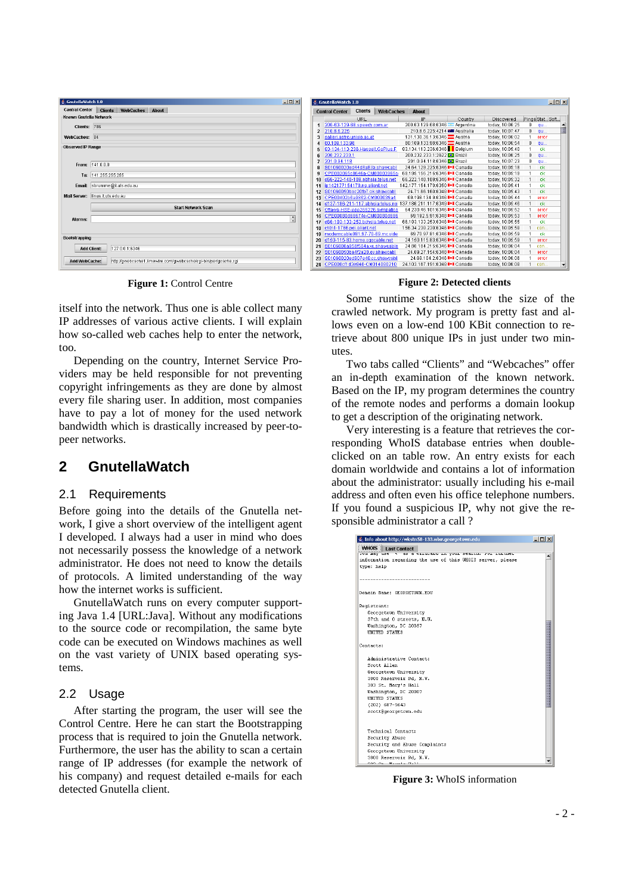Figure 1: Control Centre

Figure 2: Detected clients

itself into the network. Thus one is able collect many IP addresses of various active clients. I will explain how so-called web caches help to enter the network, too.

Depending on the country, Internet Service Providers may be held responsible for not preventing copyright infringements as they are done by almost every file sharing user. In addition, most companies have to pay a lot of money for the used network bandwidth which is drastically increased by peer-to-peer networks.

## 2 GnutellaWatch

### 2.1 Requirements

Before going into the details of the Gnutella network, I give a short overview of the intelligent agent I developed. I always had a user in mind who does not necessarily possess the knowledge of a network administrator. He does not need to know the details of protocols. A limited understanding of the way how the internet works is sufficient.

GnutellaWatch runs on every computer supporting Java 1.4 [URL:Java]. Without any modifications to the source code or recompilation, the same byte code can be executed on Windows machines as well on the vast variety of UNIX based operating systems.

### 2.2 Usage

After starting the program, the user will see the Control Centre. Here he can start the Bootstrapping process that is required to join the Gnutella network. Furthermore, the user has the ability to scan a certain range of IP addresses (for example the network of his company) and request detailed e-mails for each detected Gnutella client.

Some runtime statistics show the size of the crawled network. My program is pretty fast and allows even on a low-end 100 KBit connection to retrieve about 800 unique IPs in just under two minutes.

Two tabs called "Clients" and "Webcaches" offer an in-depth examination of the known network. Based on the IP, my program determines the country of the remote nodes and performs a domain lookup to get a description of the originating network.

Very interesting is a feature that retrieves the corresponding WhoIS database entries when double-clicked on an table row. An entry exists for each domain worldwide and contains a lot of information about the administrator: usually including his e-mail address and often even his office telephone numbers. If you found a suspicious IP, why not give the responsible administrator a call ?

Figure 3: WhoIS information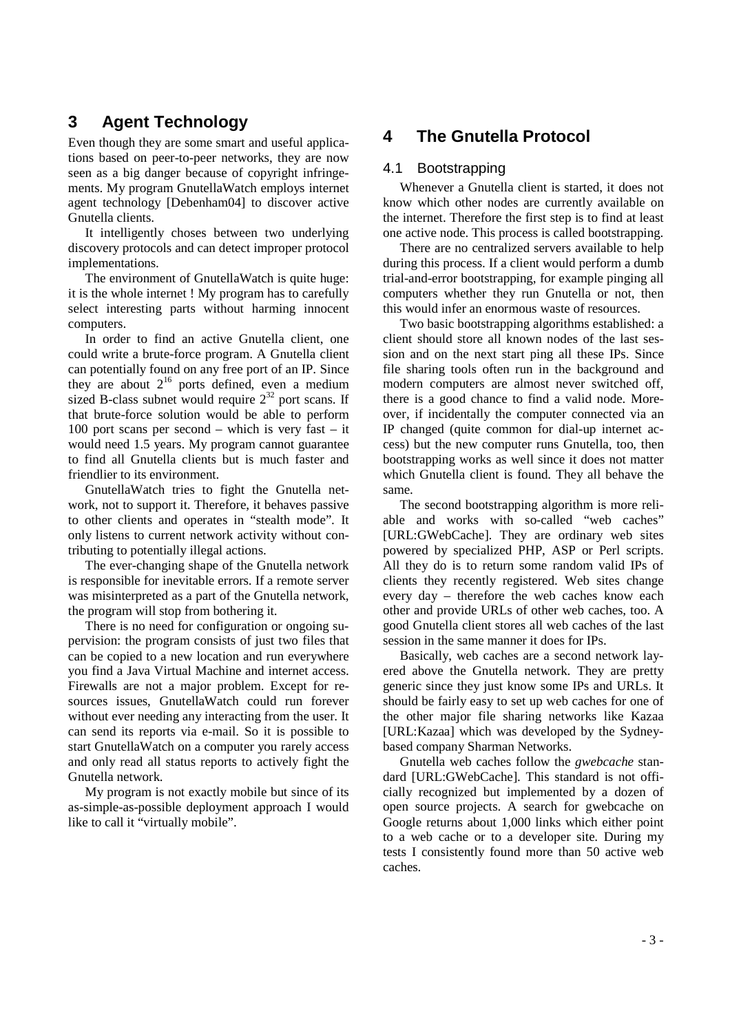## 3 Agent Technology

Even though they are some smart and useful applications based on peer-to-peer networks, they are now seen as a big danger because of copyright infringements. My program GnutellaWatch employs internet agent technology [Debenham04] to discover active Gnutella clients.

It intelligently choses between two underlying discovery protocols and can detect improper protocol implementations.

The environment of GnutellaWatch is quite huge: it is the whole internet ! My program has to carefully select interesting parts without harming innocent computers.

In order to find an active Gnutella client, one could write a brute-force program. A Gnutella client can potentially found on any free port of an IP. Since they are about $2^{16}$ ports defined, even a medium sized B-class subnet would require $2^{32}$ port scans. If that brute-force solution would be able to perform 100 port scans per second – which is very fast – it would need 1.5 years. My program cannot guarantee to find all Gnutella clients but is much faster and friendlier to its environment.

GnutellaWatch tries to fight the Gnutella network, not to support it. Therefore, it behaves passive to other clients and operates in "stealth mode". It only listens to current network activity without contributing to potentially illegal actions.

The ever-changing shape of the Gnutella network is responsible for inevitable errors. If a remote server was misinterpreted as a part of the Gnutella network, the program will stop from bothering it.

There is no need for configuration or ongoing supervision: the program consists of just two files that can be copied to a new location and run everywhere you find a Java Virtual Machine and internet access. Firewalls are not a major problem. Except for resources issues, GnutellaWatch could run forever without ever needing any interacting from the user. It can send its reports via e-mail. So it is possible to start GnutellaWatch on a computer you rarely access and only read all status reports to actively fight the Gnutella network.

My program is not exactly mobile but since of its as-simple-as-possible deployment approach I would like to call it "virtually mobile".

## 4 The Gnutella Protocol

### 4.1 Bootstrapping

Whenever a Gnutella client is started, it does not know which other nodes are currently available on the internet. Therefore the first step is to find at least one active node. This process is called bootstrapping.

There are no centralized servers available to help during this process. If a client would perform a dumb trial-and-error bootstrapping, for example pinging all computers whether they run Gnutella or not, then this would infer an enormous waste of resources.

Two basic bootstrapping algorithms established: a client should store all known nodes of the last session and on the next start ping all these IPs. Since file sharing tools often run in the background and modern computers are almost never switched off, there is a good chance to find a valid node. Moreover, if incidentally the computer connected via an IP changed (quite common for dial-up internet access) but the new computer runs Gnutella, too, then bootstrapping works as well since it does not matter which Gnutella client is found. They all behave the same.

The second bootstrapping algorithm is more reliable and works with so-called "web caches" [URL:GWebCache]. They are ordinary web sites powered by specialized PHP, ASP or Perl scripts. All they do is to return some random valid IPs of clients they recently registered. Web sites change every day – therefore the web caches know each other and provide URLs of other web caches, too. A good Gnutella client stores all web caches of the last session in the same manner it does for IPs.

Basically, web caches are a second network layered above the Gnutella network. They are pretty generic since they just know some IPs and URLs. It should be fairly easy to set up web caches for one of the other major file sharing networks like Kazaa [URL:Kazaa] which was developed by the Sydney-based company Sharman Networks.

Gnutella web caches follow the *gwebcache* standard [URL:GWebCache]. This standard is not officially recognized but implemented by a dozen of open source projects. A search for gwebcache on Google returns about 1,000 links which either point to a web cache or to a developer site. During my tests I consistently found more than 50 active web caches.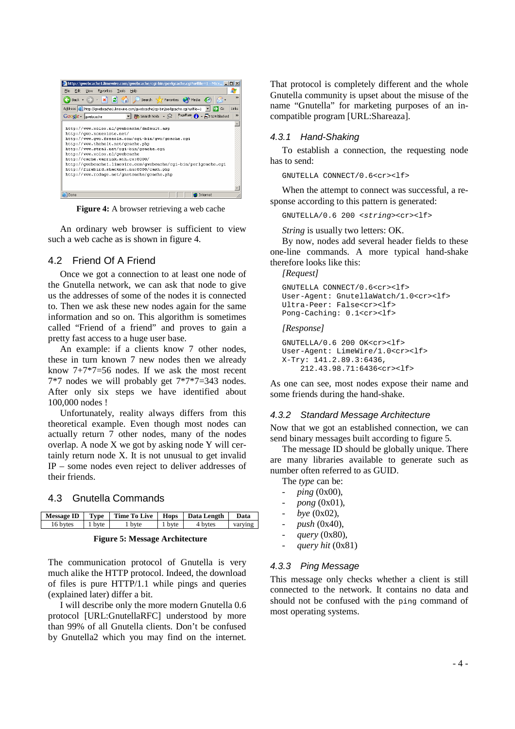Figure 4: A browser retrieving a web cache

An ordinary web browser is sufficient to view such a web cache as is shown in figure 4.

## 4.2 Friend Of A Friend

Once we got a connection to at least one node of the Gnutella network, we can ask that node to give us the addresses of some of the nodes it is connected to. Then we ask these new nodes again for the same information and so on. This algorithm is sometimes called "Friend of a friend" and proves to gain a pretty fast access to a huge user base.

An example: if a clients know 7 other nodes, these in turn known 7 new nodes then we already know 7+7*7=56 nodes. If we ask the most recent 7*7 nodes we will probably get 7*7*7=343 nodes. After only six steps we have identified about 100,000 nodes !

Unfortunately, reality always differs from this theoretical example. Even though most nodes can actually return 7 other nodes, many of the nodes overlap. A node X we got by asking node Y will certainly return node X. It is not unusual to get invalid IP – some nodes even reject to deliver addresses of their friends.

## 4.3 Gnutella Commands

| Message ID | Type | Time To Live | Hops | Data Length | Data |
|---|---|---|---|---|---|
| 16 bytes | 1 byte | 1 byte | 1 byte | 4 bytes | varying |

**Figure 5: Message Architecture**

The communication protocol of Gnutella is very much alike the HTTP protocol. Indeed, the download of files is pure HTTP/1.1 while pings and queries (explained later) differ a bit.

I will describe only the more modern Gnutella 0.6 protocol [URL:GnutellaRFC] understood by more than 99% of all Gnutella clients. Don't be confused by Gnutella2 which you may find on the internet. That protocol is completely different and the whole Gnutella community is upset about the misuse of the name "Gnutella" for marketing purposes of an incompatible program [URL:Shareaza].

### 4.3.1 Hand-Shaking

To establish a connection, the requesting node has to send:

```
GNUTELLA CONNECT/0.6<cr><lf>
```

When the attempt to connect was successful, a response according to this pattern is generated:

```
GNUTELLA/0.6 200 <string><cr><lf>
```

*String* is usually two letters: OK.

By now, nodes add several header fields to these one-line commands. A more typical hand-shake therefore looks like this:

*[Request]*

```
GNUTELLA CONNECT/0.6<cr><lf>
User-Agent: GnutellaWatch/1.0<cr><lf>
Ultra-Peer: False<cr><lf>
Pong-Caching: 0.1<cr><lf>
```

*[Response]*

```
GNUTELLA/0.6 200 OK<cr><lf>
User-Agent: LimeWire/1.0<cr><lf>
X-Try: 141.2.89.3:6436,
    212.43.98.71:6436<cr><lf>
```

As one can see, most nodes expose their name and some friends during the hand-shake.

### 4.3.2 Standard Message Architecture

Now that we got an established connection, we can send binary messages built according to figure 5.

The message ID should be globally unique. There are many libraries available to generate such as number often referred to as GUID.

The *type* can be:

- *ping* (0x00),
- *pong* (0x01),
- *bye* (0x02),
- *push* (0x40),
- *query* (0x80),
- *query hit* (0x81)

### 4.3.3 Ping Message

This message only checks whether a client is still connected to the network. It contains no data and should not be confused with the `ping` command of most operating systems.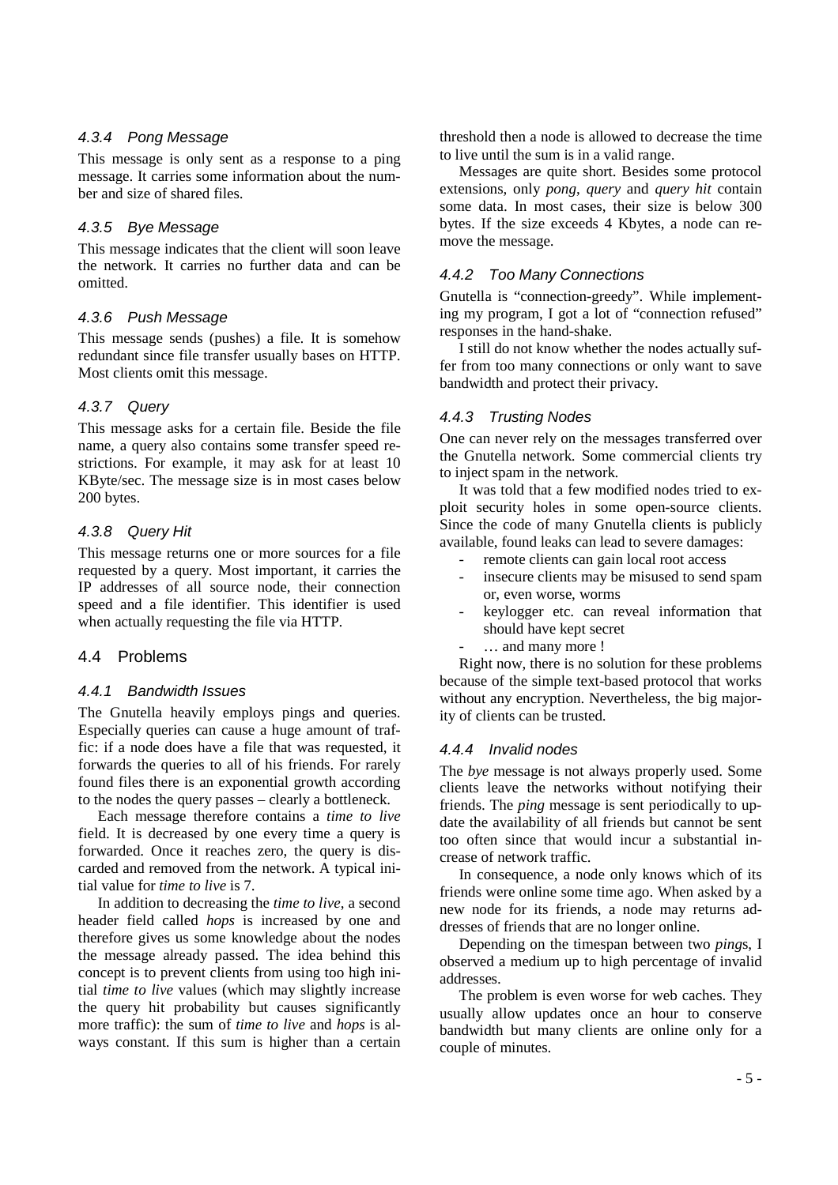#### 4.3.4 Pong Message

This message is only sent as a response to a ping message. It carries some information about the number and size of shared files.

#### 4.3.5 Bye Message

This message indicates that the client will soon leave the network. It carries no further data and can be omitted.

#### 4.3.6 Push Message

This message sends (pushes) a file. It is somehow redundant since file transfer usually bases on HTTP. Most clients omit this message.

#### 4.3.7 Query

This message asks for a certain file. Beside the file name, a query also contains some transfer speed restrictions. For example, it may ask for at least 10 KByte/sec. The message size is in most cases below 200 bytes.

#### 4.3.8 Query Hit

This message returns one or more sources for a file requested by a query. Most important, it carries the IP addresses of all source node, their connection speed and a file identifier. This identifier is used when actually requesting the file via HTTP.

### 4.4 Problems

#### 4.4.1 Bandwidth Issues

The Gnutella heavily employs pings and queries. Especially queries can cause a huge amount of traffic: if a node does have a file that was requested, it forwards the queries to all of his friends. For rarely found files there is an exponential growth according to the nodes the query passes – clearly a bottleneck.

Each message therefore contains a *time to live* field. It is decreased by one every time a query is forwarded. Once it reaches zero, the query is discarded and removed from the network. A typical initial value for *time to live* is 7.

In addition to decreasing the *time to live*, a second header field called *hops* is increased by one and therefore gives us some knowledge about the nodes the message already passed. The idea behind this concept is to prevent clients from using too high initial *time to live* values (which may slightly increase the query hit probability but causes significantly more traffic): the sum of *time to live* and *hops* is always constant. If this sum is higher than a certain threshold then a node is allowed to decrease the time to live until the sum is in a valid range.

Messages are quite short. Besides some protocol extensions, only *pong*, *query* and *query hit* contain some data. In most cases, their size is below 300 bytes. If the size exceeds 4 Kbytes, a node can remove the message.

#### 4.4.2 Too Many Connections

Gnutella is "connection-greedy". While implementing my program, I got a lot of "connection refused" responses in the hand-shake.

I still do not know whether the nodes actually suffer from too many connections or only want to save bandwidth and protect their privacy.

#### 4.4.3 Trusting Nodes

One can never rely on the messages transferred over the Gnutella network. Some commercial clients try to inject spam in the network.

It was told that a few modified nodes tried to exploit security holes in some open-source clients. Since the code of many Gnutella clients is publicly available, found leaks can lead to severe damages:

- remote clients can gain local root access
- insecure clients may be misused to send spam or, even worse, worms
- keylogger etc. can reveal information that should have kept secret
- … and many more !

Right now, there is no solution for these problems because of the simple text-based protocol that works without any encryption. Nevertheless, the big majority of clients can be trusted.

#### 4.4.4 Invalid nodes

The *bye* message is not always properly used. Some clients leave the networks without notifying their friends. The *ping* message is sent periodically to update the availability of all friends but cannot be sent too often since that would incur a substantial increase of network traffic.

In consequence, a node only knows which of its friends were online some time ago. When asked by a new node for its friends, a node may returns addresses of friends that are no longer online.

Depending on the timespan between two *ping*s, I observed a medium up to high percentage of invalid addresses.

The problem is even worse for web caches. They usually allow updates once an hour to conserve bandwidth but many clients are online only for a couple of minutes.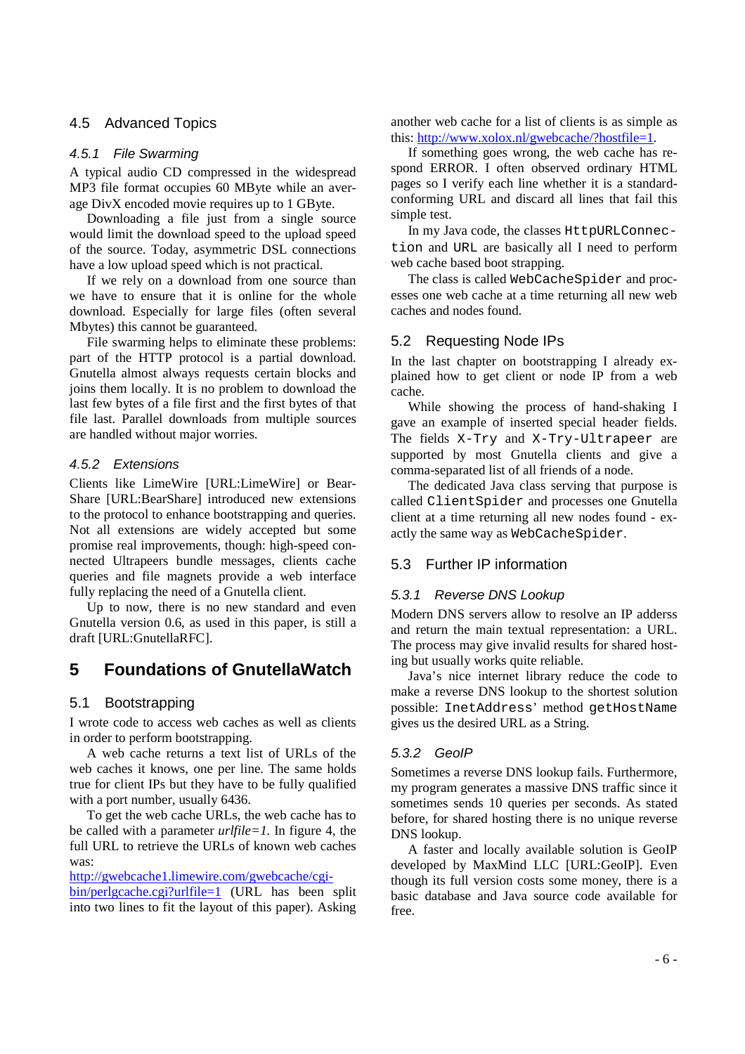### 4.5 Advanced Topics

#### 4.5.1 File Swarming

A typical audio CD compressed in the widespread MP3 file format occupies 60 MByte while an average DivX encoded movie requires up to 1 GByte.

Downloading a file just from a single source would limit the download speed to the upload speed of the source. Today, asymmetric DSL connections have a low upload speed which is not practical.

If we rely on a download from one source than we have to ensure that it is online for the whole download. Especially for large files (often several Mbytes) this cannot be guaranteed.

File swarming helps to eliminate these problems: part of the HTTP protocol is a partial download. Gnutella almost always requests certain blocks and joins them locally. It is no problem to download the last few bytes of a file first and the first bytes of that file last. Parallel downloads from multiple sources are handled without major worries.

#### 4.5.2 Extensions

Clients like LimeWire [URL:LimeWire] or BearShare [URL:BearShare] introduced new extensions to the protocol to enhance bootstrapping and queries. Not all extensions are widely accepted but some promise real improvements, though: high-speed connected Ultrapeers bundle messages, clients cache queries and file magnets provide a web interface fully replacing the need of a Gnutella client.

Up to now, there is no new standard and even Gnutella version 0.6, as used in this paper, is still a draft [URL:GnutellaRFC].

## 5 Foundations of GnutellaWatch

### 5.1 Bootstrapping

I wrote code to access web caches as well as clients in order to perform bootstrapping.

A web cache returns a text list of URLs of the web caches it knows, one per line. The same holds true for client IPs but they have to be fully qualified with a port number, usually 6436.

To get the web cache URLs, the web cache has to be called with a parameter *urlfile=1*. In figure 4, the full URL to retrieve the URLs of known web caches was:

http://gwebcache1.limewire.com/gwebcache/cgi-bin/perlgcache.cgi?urlfile=1 (URL has been split into two lines to fit the layout of this paper). Asking another web cache for a list of clients is as simple as this: http://www.xolox.nl/gwebcache/?hostfile=1.

If something goes wrong, the web cache has respond ERROR. I often observed ordinary HTML pages so I verify each line whether it is a standard-conforming URL and discard all lines that fail this simple test.

In my Java code, the classes `HttpURLConnection` and `URL` are basically all I need to perform web cache based boot strapping.

The class is called `WebCacheSpider` and processes one web cache at a time returning all new web caches and nodes found.

### 5.2 Requesting Node IPs

In the last chapter on bootstrapping I already explained how to get client or node IP from a web cache.

While showing the process of hand-shaking I gave an example of inserted special header fields. The fields `X-Try` and `X-Try-Ultrapeer` are supported by most Gnutella clients and give a comma-separated list of all friends of a node.

The dedicated Java class serving that purpose is called `ClientSpider` and processes one Gnutella client at a time returning all new nodes found - exactly the same way as `WebCacheSpider`.

### 5.3 Further IP information

#### 5.3.1 Reverse DNS Lookup

Modern DNS servers allow to resolve an IP adderss and return the main textual representation: a URL. The process may give invalid results for shared hosting but usually works quite reliable.

Java's nice internet library reduce the code to make a reverse DNS lookup to the shortest solution possible: `InetAddress`' method `getHostName` gives us the desired URL as a String.

#### 5.3.2 GeoIP

Sometimes a reverse DNS lookup fails. Furthermore, my program generates a massive DNS traffic since it sometimes sends 10 queries per seconds. As stated before, for shared hosting there is no unique reverse DNS lookup.

A faster and locally available solution is GeoIP developed by MaxMind LLC [URL:GeoIP]. Even though its full version costs some money, there is a basic database and Java source code available for free.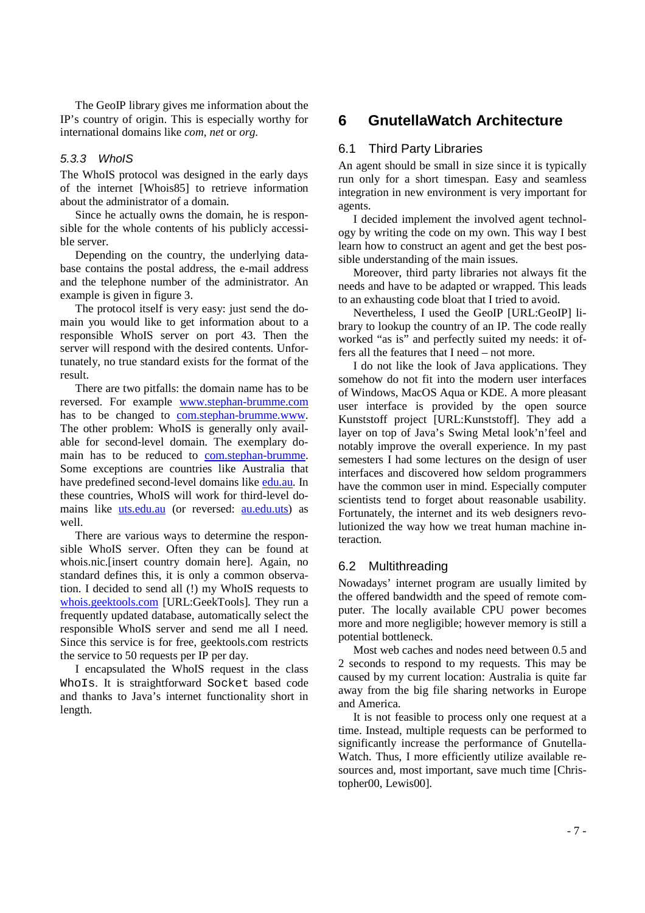The GeoIP library gives me information about the IP's country of origin. This is especially worthy for international domains like *com*, *net* or *org*.

### *5.3.3 WhoIS*

The WhoIS protocol was designed in the early days of the internet [Whois85] to retrieve information about the administrator of a domain.

Since he actually owns the domain, he is responsible for the whole contents of his publicly accessible server.

Depending on the country, the underlying database contains the postal address, the e-mail address and the telephone number of the administrator. An example is given in figure 3.

The protocol itself is very easy: just send the domain you would like to get information about to a responsible WhoIS server on port 43. Then the server will respond with the desired contents. Unfortunately, no true standard exists for the format of the result.

There are two pitfalls: the domain name has to be reversed. For example www.stephan-brumme.com has to be changed to com.stephan-brumme.www. The other problem: WhoIS is generally only available for second-level domain. The exemplary domain has to be reduced to com.stephan-brumme. Some exceptions are countries like Australia that have predefined second-level domains like edu.au. In these countries, WhoIS will work for third-level domains like uts.edu.au (or reversed: au.edu.uts) as well.

There are various ways to determine the responsible WhoIS server. Often they can be found at whois.nic.[insert country domain here]. Again, no standard defines this, it is only a common observation. I decided to send all (!) my WhoIS requests to whois.geektools.com [URL:GeekTools]. They run a frequently updated database, automatically select the responsible WhoIS server and send me all I need. Since this service is for free, geektools.com restricts the service to 50 requests per IP per day.

I encapsulated the WhoIS request in the class `WhoIs`. It is straightforward `Socket` based code and thanks to Java's internet functionality short in length.

# 6 GnutellaWatch Architecture

## 6.1 Third Party Libraries

An agent should be small in size since it is typically run only for a short timespan. Easy and seamless integration in new environment is very important for agents.

I decided implement the involved agent technology by writing the code on my own. This way I best learn how to construct an agent and get the best possible understanding of the main issues.

Moreover, third party libraries not always fit the needs and have to be adapted or wrapped. This leads to an exhausting code bloat that I tried to avoid.

Nevertheless, I used the GeoIP [URL:GeoIP] library to lookup the country of an IP. The code really worked "as is" and perfectly suited my needs: it offers all the features that I need – not more.

I do not like the look of Java applications. They somehow do not fit into the modern user interfaces of Windows, MacOS Aqua or KDE. A more pleasant user interface is provided by the open source Kunststoff project [URL:Kunststoff]. They add a layer on top of Java's Swing Metal look'n'feel and notably improve the overall experience. In my past semesters I had some lectures on the design of user interfaces and discovered how seldom programmers have the common user in mind. Especially computer scientists tend to forget about reasonable usability. Fortunately, the internet and its web designers revolutionized the way how we treat human machine interaction.

## 6.2 Multithreading

Nowadays' internet program are usually limited by the offered bandwidth and the speed of remote computer. The locally available CPU power becomes more and more negligible; however memory is still a potential bottleneck.

Most web caches and nodes need between 0.5 and 2 seconds to respond to my requests. This may be caused by my current location: Australia is quite far away from the big file sharing networks in Europe and America.

It is not feasible to process only one request at a time. Instead, multiple requests can be performed to significantly increase the performance of GnutellaWatch. Thus, I more efficiently utilize available resources and, most important, save much time [Christopher00, Lewis00].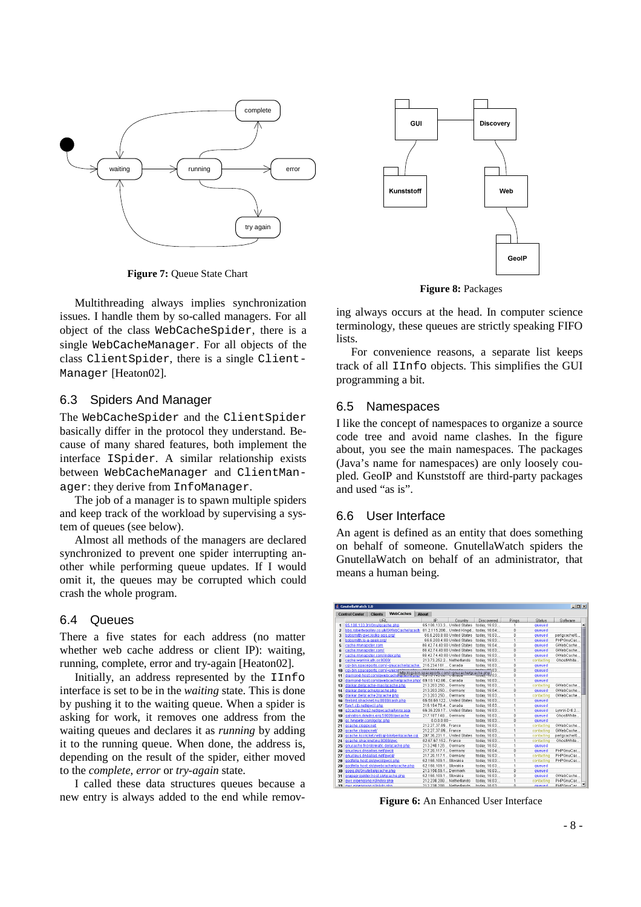Figure 7: Queue State Chart

Multithreading always implies synchronization issues. I handle them by so-called managers. For all object of the class `WebCacheSpider`, there is a single `WebCacheManager`. For all objects of the class `ClientSpider`, there is a single `ClientManager` [Heaton02].

## 6.3 Spiders And Manager

The `WebCacheSpider` and the `ClientSpider` basically differ in the protocol they understand. Because of many shared features, both implement the interface `ISpider`. A similar relationship exists between `WebCacheManager` and `ClientManager`: they derive from `InfoManager`.

The job of a manager is to spawn multiple spiders and keep track of the workload by supervising a system of queues (see below).

Almost all methods of the managers are declared synchronized to prevent one spider interrupting another while performing queue updates. If I would omit it, the queues may be corrupted which could crash the whole program.

## 6.4 Queues

There a five states for each address (no matter whether web cache address or client IP): waiting, running, complete, error and try-again [Heaton02].

Initially, an address represented by the `IInfo` interface is set to be in the *waiting* state. This is done by pushing it to the waiting queue. When a spider is asking for work, it removes one address from the waiting queues and declares it as *running* by adding it to the running queue. When done, the address is, depending on the result of the spider, either moved to the *complete*, *error* or *try-again* state.

I called these data structures queues because a new entry is always added to the end while removing always occurs at the head. In computer science terminology, these queues are strictly speaking FIFO lists.

For convenience reasons, a separate list keeps track of all `IInfo` objects. This simplifies the GUI programming a bit.

Figure 8: Packages

## 6.5 Namespaces

I like the concept of namespaces to organize a source code tree and avoid name clashes. In the figure about, you see the main namespaces. The packages (Java's name for namespaces) are only loosely coupled. GeoIP and Kunststoff are third-party packages and used "as is".

## 6.6 User Interface

An agent is defined as an entity that does something on behalf of someone. GnutellaWatch spiders the GnutellaWatch on behalf of an administrator, that means a human being.

Figure 6: An Enhanced User Interface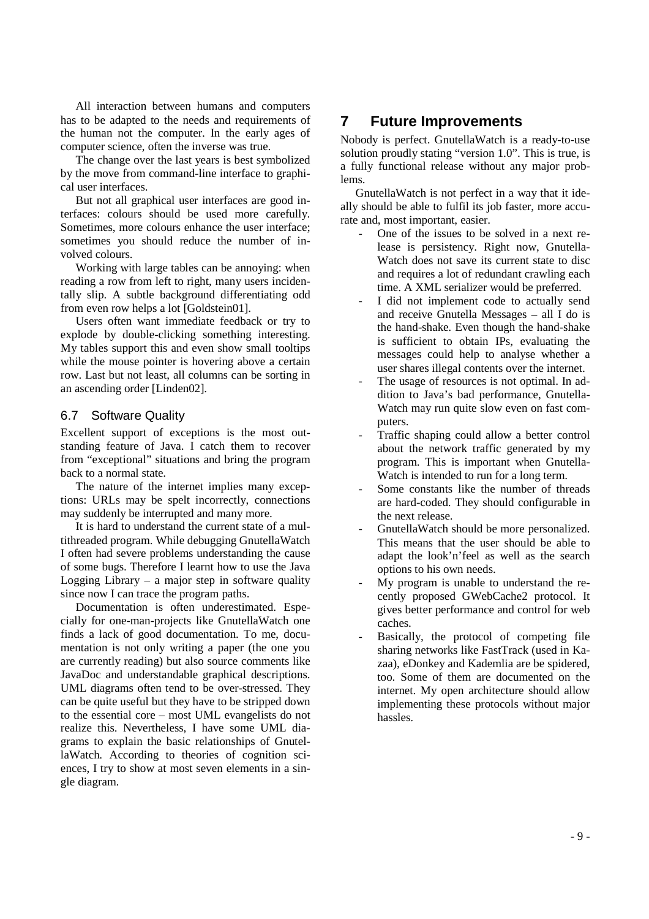All interaction between humans and computers has to be adapted to the needs and requirements of the human not the computer. In the early ages of computer science, often the inverse was true.

The change over the last years is best symbolized by the move from command-line interface to graphical user interfaces.

But not all graphical user interfaces are good interfaces: colours should be used more carefully. Sometimes, more colours enhance the user interface; sometimes you should reduce the number of involved colours.

Working with large tables can be annoying: when reading a row from left to right, many users incidentally slip. A subtle background differentiating odd from even row helps a lot [Goldstein01].

Users often want immediate feedback or try to explode by double-clicking something interesting. My tables support this and even show small tooltips while the mouse pointer is hovering above a certain row. Last but not least, all columns can be sorting in an ascending order [Linden02].

### 6.7 Software Quality

Excellent support of exceptions is the most outstanding feature of Java. I catch them to recover from "exceptional" situations and bring the program back to a normal state.

The nature of the internet implies many exceptions: URLs may be spelt incorrectly, connections may suddenly be interrupted and many more.

It is hard to understand the current state of a multithreaded program. While debugging GnutellaWatch I often had severe problems understanding the cause of some bugs. Therefore I learnt how to use the Java Logging Library – a major step in software quality since now I can trace the program paths.

Documentation is often underestimated. Especially for one-man-projects like GnutellaWatch one finds a lack of good documentation. To me, documentation is not only writing a paper (the one you are currently reading) but also source comments like JavaDoc and understandable graphical descriptions. UML diagrams often tend to be over-stressed. They can be quite useful but they have to be stripped down to the essential core – most UML evangelists do not realize this. Nevertheless, I have some UML diagrams to explain the basic relationships of GnutellaWatch. According to theories of cognition sciences, I try to show at most seven elements in a single diagram.

## 7 Future Improvements

Nobody is perfect. GnutellaWatch is a ready-to-use solution proudly stating "version 1.0". This is true, is a fully functional release without any major problems.

GnutellaWatch is not perfect in a way that it ideally should be able to fulfil its job faster, more accurate and, most important, easier.

- One of the issues to be solved in a next release is persistency. Right now, GnutellaWatch does not save its current state to disc and requires a lot of redundant crawling each time. A XML serializer would be preferred.
- I did not implement code to actually send and receive Gnutella Messages – all I do is the hand-shake. Even though the hand-shake is sufficient to obtain IPs, evaluating the messages could help to analyse whether a user shares illegal contents over the internet.
- The usage of resources is not optimal. In addition to Java's bad performance, GnutellaWatch may run quite slow even on fast computers.
- Traffic shaping could allow a better control about the network traffic generated by my program. This is important when GnutellaWatch is intended to run for a long term.
- Some constants like the number of threads are hard-coded. They should configurable in the next release.
- GnutellaWatch should be more personalized. This means that the user should be able to adapt the look'n'feel as well as the search options to his own needs.
- My program is unable to understand the recently proposed GWebCache2 protocol. It gives better performance and control for web caches.
- Basically, the protocol of competing file sharing networks like FastTrack (used in Kazaa), eDonkey and Kademlia are be spidered, too. Some of them are documented on the internet. My open architecture should allow implementing these protocols without major hassles.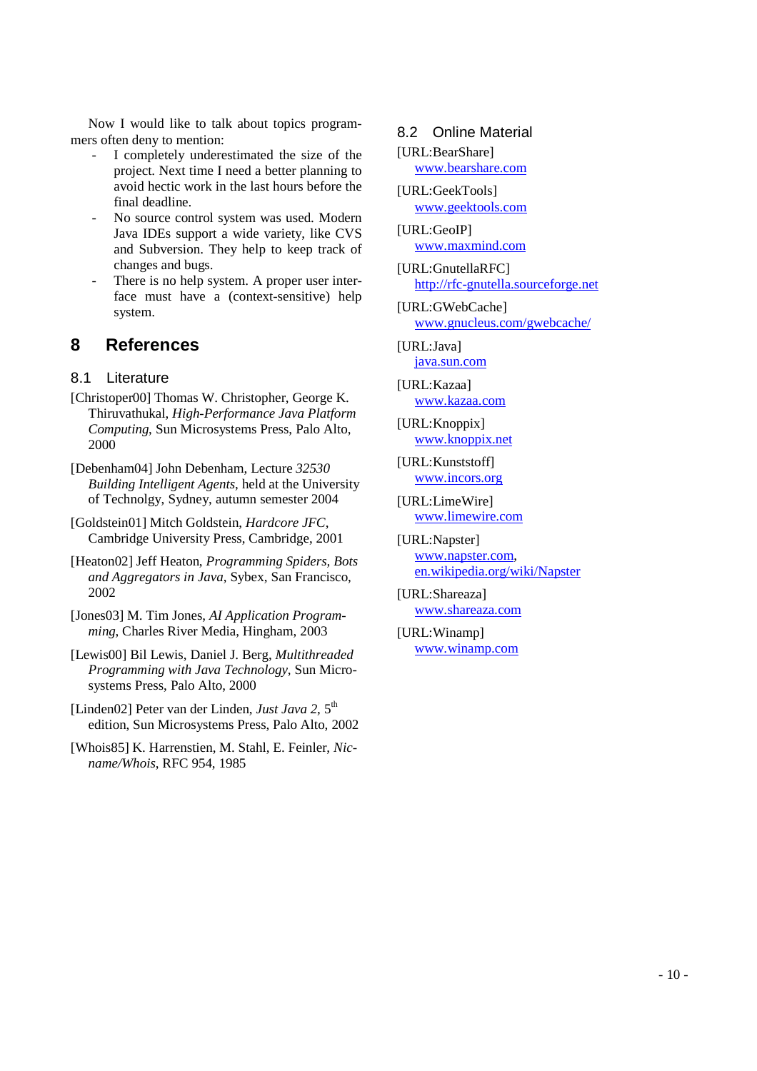Now I would like to talk about topics programmers often deny to mention:

- I completely underestimated the size of the project. Next time I need a better planning to avoid hectic work in the last hours before the final deadline.
- No source control system was used. Modern Java IDEs support a wide variety, like CVS and Subversion. They help to keep track of changes and bugs.
- There is no help system. A proper user interface must have a (context-sensitive) help system.

# 8 References

## 8.1 Literature

[Christoper00] Thomas W. Christopher, George K. Thiruvathukal, *High-Performance Java Platform Computing*, Sun Microsystems Press, Palo Alto, 2000

[Debenham04] John Debenham, Lecture *32530 Building Intelligent Agents*, held at the University of Technolgy, Sydney, autumn semester 2004

[Goldstein01] Mitch Goldstein, *Hardcore JFC*, Cambridge University Press, Cambridge, 2001

[Heaton02] Jeff Heaton, *Programming Spiders, Bots and Aggregators in Java*, Sybex, San Francisco, 2002

[Jones03] M. Tim Jones, *AI Application Programming*, Charles River Media, Hingham, 2003

[Lewis00] Bil Lewis, Daniel J. Berg, *Multithreaded Programming with Java Technology*, Sun Microsystems Press, Palo Alto, 2000

[Linden02] Peter van der Linden, *Just Java 2*, 5th edition, Sun Microsystems Press, Palo Alto, 2002

[Whois85] K. Harrenstien, M. Stahl, E. Feinler, *Nicname/Whois*, RFC 954, 1985

## 8.2 Online Material

[URL:BearShare]
www.bearshare.com

[URL:GeekTools]
www.geektools.com

[URL:GeoIP]
www.maxmind.com

[URL:GnutellaRFC]
http://rfc-gnutella.sourceforge.net

[URL:GWebCache]
www.gnucleus.com/gwebcache/

[URL:Java]
java.sun.com

[URL:Kazaa]
www.kazaa.com

[URL:Knoppix]
www.knoppix.net

[URL:Kunststoff]
www.incors.org

[URL:LimeWire]
www.limewire.com

[URL:Napster]
www.napster.com,
en.wikipedia.org/wiki/Napster

[URL:Shareaza]
www.shareaza.com

[URL:Winamp]
www.winamp.com